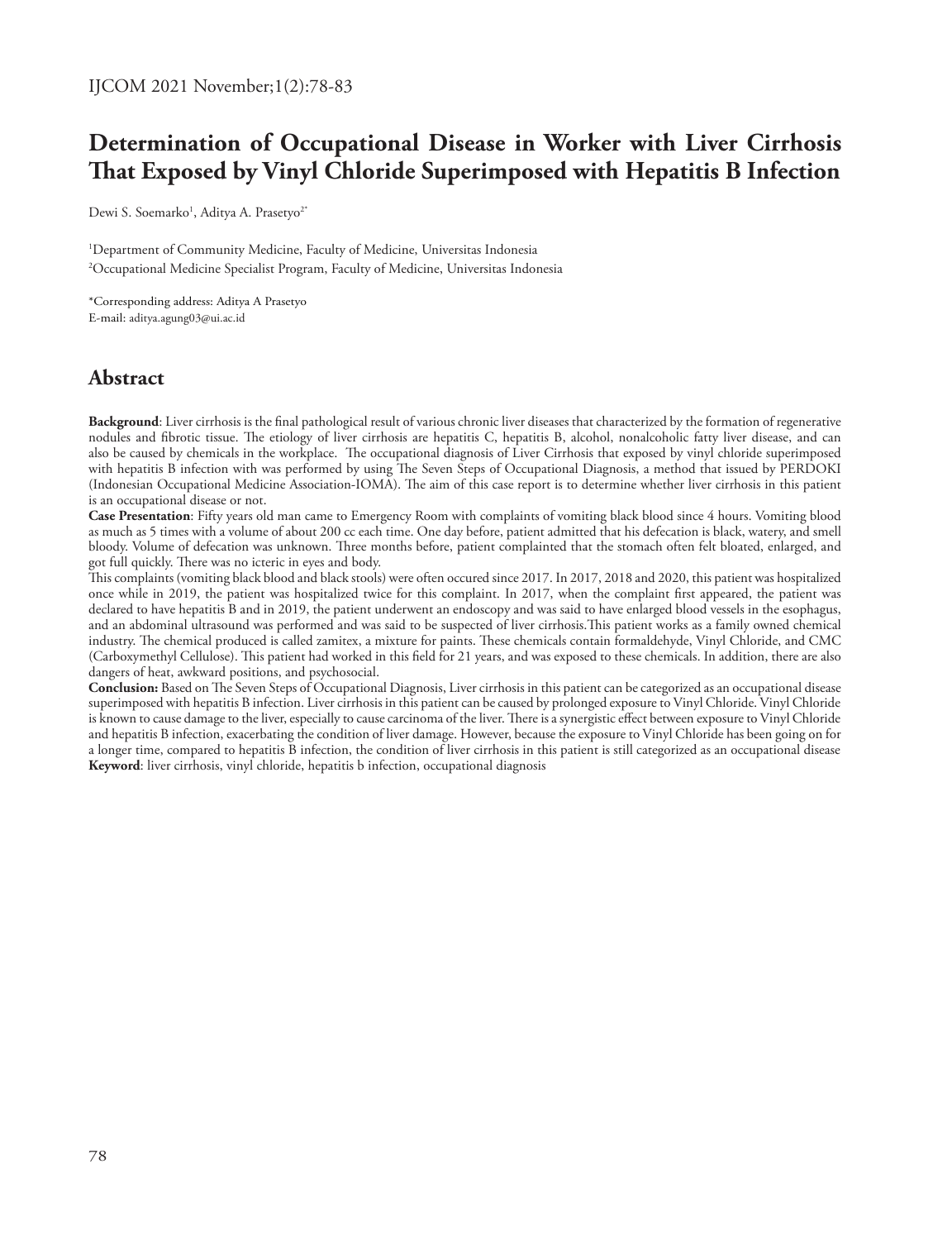# Determination of Occupational Disease in Worker with Liver Cirrhosis That Exposed by Vinyl Chloride Superimposed with Hepatitis B Infection

Dewi S. Soemarko[1], Aditya A. Prasetyo[2*]

[1]Department of Community Medicine, Faculty of Medicine, Universitas Indonesia

[2]Occupational Medicine Specialist Program, Faculty of Medicine, Universitas Indonesia

*Corresponding address: Aditya A Prasetyo
E-mail: aditya.agung03@ui.ac.id

## Abstract

**Background**: Liver cirrhosis is the final pathological result of various chronic liver diseases that characterized by the formation of regenerative nodules and fibrotic tissue. The etiology of liver cirrhosis are hepatitis C, hepatitis B, alcohol, nonalcoholic fatty liver disease, and can also be caused by chemicals in the workplace. The occupational diagnosis of Liver Cirrhosis that exposed by vinyl chloride superimposed with hepatitis B infection with was performed by using The Seven Steps of Occupational Diagnosis, a method that issued by PERDOKI (Indonesian Occupational Medicine Association-IOMA). The aim of this case report is to determine whether liver cirrhosis in this patient is an occupational disease or not.

**Case Presentation**: Fifty years old man came to Emergency Room with complaints of vomiting black blood since 4 hours. Vomiting blood as much as 5 times with a volume of about 200 cc each time. One day before, patient admitted that his defecation is black, watery, and smell bloody. Volume of defecation was unknown. Three months before, patient complainted that the stomach often felt bloated, enlarged, and got full quickly. There was no icteric in eyes and body.

This complaints (vomiting black blood and black stools) were often occured since 2017. In 2017, 2018 and 2020, this patient was hospitalized once while in 2019, the patient was hospitalized twice for this complaint. In 2017, when the complaint first appeared, the patient was declared to have hepatitis B and in 2019, the patient underwent an endoscopy and was said to have enlarged blood vessels in the esophagus, and an abdominal ultrasound was performed and was said to be suspected of liver cirrhosis.This patient works as a family owned chemical industry. The chemical produced is called zamitex, a mixture for paints. These chemicals contain formaldehyde, Vinyl Chloride, and CMC (Carboxymethyl Cellulose). This patient had worked in this field for 21 years, and was exposed to these chemicals. In addition, there are also dangers of heat, awkward positions, and psychosocial.

**Conclusion:** Based on The Seven Steps of Occupational Diagnosis, Liver cirrhosis in this patient can be categorized as an occupational disease superimposed with hepatitis B infection. Liver cirrhosis in this patient can be caused by prolonged exposure to Vinyl Chloride. Vinyl Chloride is known to cause damage to the liver, especially to cause carcinoma of the liver. There is a synergistic effect between exposure to Vinyl Chloride and hepatitis B infection, exacerbating the condition of liver damage. However, because the exposure to Vinyl Chloride has been going on for a longer time, compared to hepatitis B infection, the condition of liver cirrhosis in this patient is still categorized as an occupational disease

**Keyword**: liver cirrhosis, vinyl chloride, hepatitis b infection, occupational diagnosis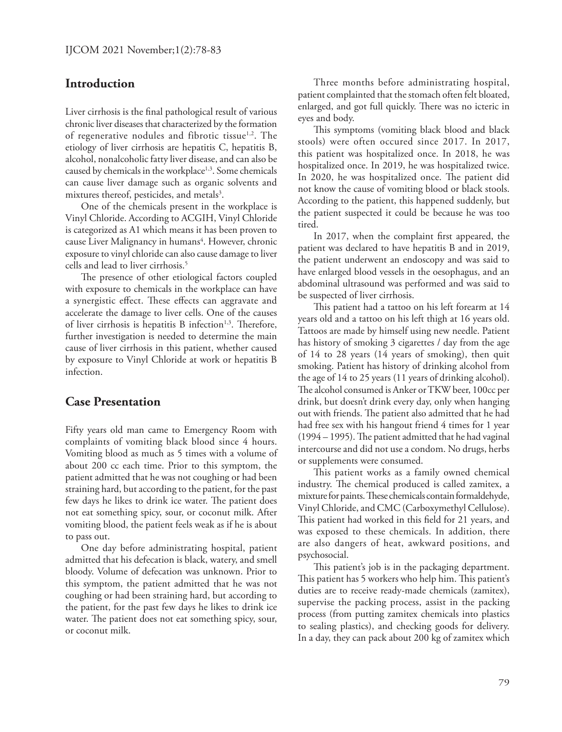## Introduction

Liver cirrhosis is the final pathological result of various chronic liver diseases that characterized by the formation of regenerative nodules and fibrotic tissue[1,2]. The etiology of liver cirrhosis are hepatitis C, hepatitis B, alcohol, nonalcoholic fatty liver disease, and can also be caused by chemicals in the workplace[1,3]. Some chemicals can cause liver damage such as organic solvents and mixtures thereof, pesticides, and metals[3].

One of the chemicals present in the workplace is Vinyl Chloride. According to ACGIH, Vinyl Chloride is categorized as A1 which means it has been proven to cause Liver Malignancy in humans[4]. However, chronic exposure to vinyl chloride can also cause damage to liver cells and lead to liver cirrhosis.[5]

The presence of other etiological factors coupled with exposure to chemicals in the workplace can have a synergistic effect. These effects can aggravate and accelerate the damage to liver cells. One of the causes of liver cirrhosis is hepatitis B infection[1,3]. Therefore, further investigation is needed to determine the main cause of liver cirrhosis in this patient, whether caused by exposure to Vinyl Chloride at work or hepatitis B infection.

## Case Presentation

Fifty years old man came to Emergency Room with complaints of vomiting black blood since 4 hours. Vomiting blood as much as 5 times with a volume of about 200 cc each time. Prior to this symptom, the patient admitted that he was not coughing or had been straining hard, but according to the patient, for the past few days he likes to drink ice water. The patient does not eat something spicy, sour, or coconut milk. After vomiting blood, the patient feels weak as if he is about to pass out.

One day before administrating hospital, patient admitted that his defecation is black, watery, and smell bloody. Volume of defecation was unknown. Prior to this symptom, the patient admitted that he was not coughing or had been straining hard, but according to the patient, for the past few days he likes to drink ice water. The patient does not eat something spicy, sour, or coconut milk.

Three months before administrating hospital, patient complainted that the stomach often felt bloated, enlarged, and got full quickly. There was no icteric in eyes and body.

This symptoms (vomiting black blood and black stools) were often occured since 2017. In 2017, this patient was hospitalized once. In 2018, he was hospitalized once. In 2019, he was hospitalized twice. In 2020, he was hospitalized once. The patient did not know the cause of vomiting blood or black stools. According to the patient, this happened suddenly, but the patient suspected it could be because he was too tired.

In 2017, when the complaint first appeared, the patient was declared to have hepatitis B and in 2019, the patient underwent an endoscopy and was said to have enlarged blood vessels in the oesophagus, and an abdominal ultrasound was performed and was said to be suspected of liver cirrhosis.

This patient had a tattoo on his left forearm at 14 years old and a tattoo on his left thigh at 16 years old. Tattoos are made by himself using new needle. Patient has history of smoking 3 cigarettes / day from the age of 14 to 28 years (14 years of smoking), then quit smoking. Patient has history of drinking alcohol from the age of 14 to 25 years (11 years of drinking alcohol). The alcohol consumed is Anker or TKW beer, 100cc per drink, but doesn't drink every day, only when hanging out with friends. The patient also admitted that he had had free sex with his hangout friend 4 times for 1 year (1994 – 1995). The patient admitted that he had vaginal intercourse and did not use a condom. No drugs, herbs or supplements were consumed.

This patient works as a family owned chemical industry. The chemical produced is called zamitex, a mixture for paints. These chemicals contain formaldehyde, Vinyl Chloride, and CMC (Carboxymethyl Cellulose). This patient had worked in this field for 21 years, and was exposed to these chemicals. In addition, there are also dangers of heat, awkward positions, and psychosocial.

This patient's job is in the packaging department. This patient has 5 workers who help him. This patient's duties are to receive ready-made chemicals (zamitex), supervise the packing process, assist in the packing process (from putting zamitex chemicals into plastics to sealing plastics), and checking goods for delivery. In a day, they can pack about 200 kg of zamitex which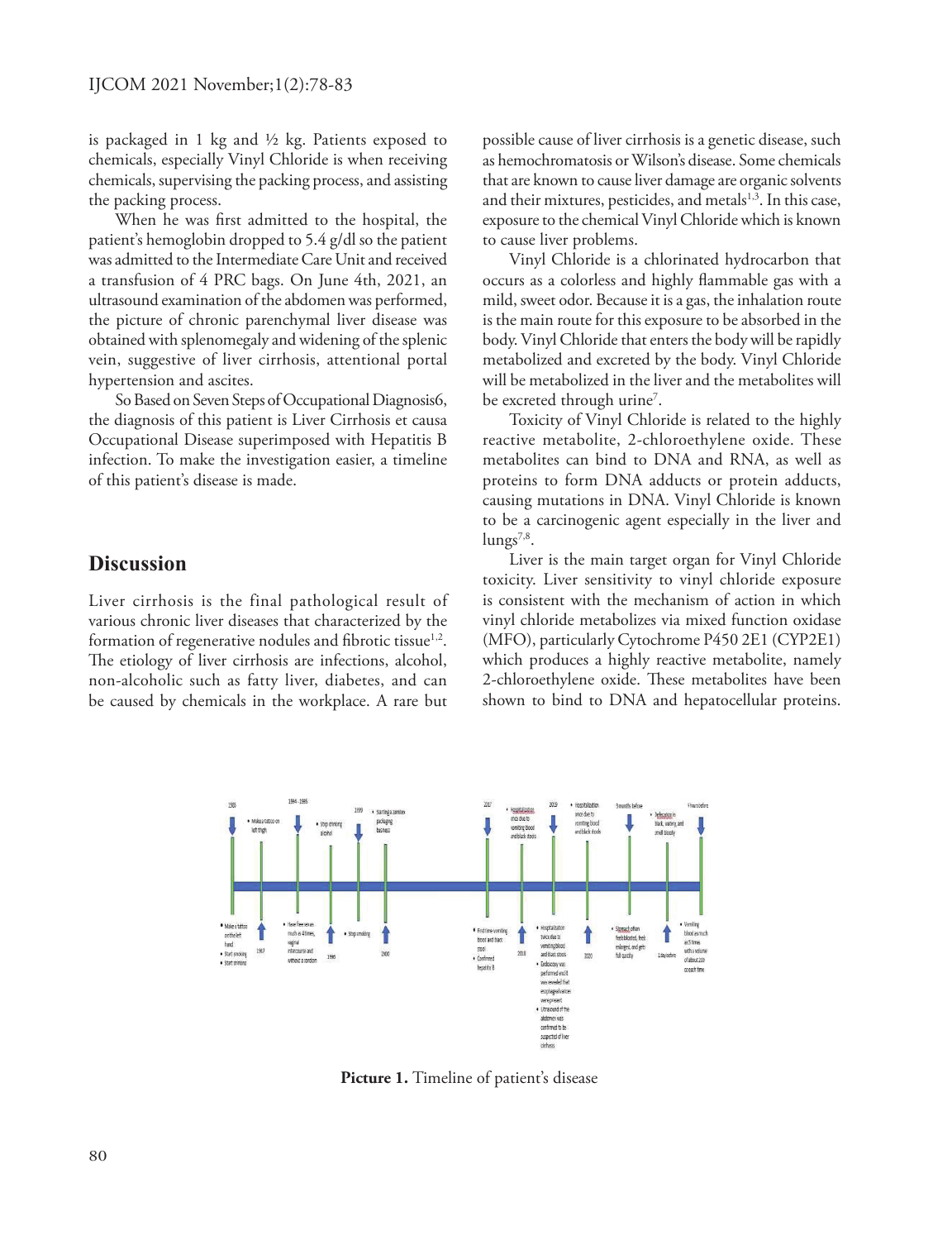is packaged in 1 kg and ½ kg. Patients exposed to chemicals, especially Vinyl Chloride is when receiving chemicals, supervising the packing process, and assisting the packing process.

When he was first admitted to the hospital, the patient's hemoglobin dropped to 5.4 g/dl so the patient was admitted to the Intermediate Care Unit and received a transfusion of 4 PRC bags. On June 4th, 2021, an ultrasound examination of the abdomen was performed, the picture of chronic parenchymal liver disease was obtained with splenomegaly and widening of the splenic vein, suggestive of liver cirrhosis, attentional portal hypertension and ascites.

So Based on Seven Steps of Occupational Diagnosis6, the diagnosis of this patient is Liver Cirrhosis et causa Occupational Disease superimposed with Hepatitis B infection. To make the investigation easier, a timeline of this patient's disease is made.

## Discussion

Liver cirrhosis is the final pathological result of various chronic liver diseases that characterized by the formation of regenerative nodules and fibrotic tissue[1,2]. The etiology of liver cirrhosis are infections, alcohol, non-alcoholic such as fatty liver, diabetes, and can be caused by chemicals in the workplace. A rare but possible cause of liver cirrhosis is a genetic disease, such as hemochromatosis or Wilson's disease. Some chemicals that are known to cause liver damage are organic solvents and their mixtures, pesticides, and metals[1,3]. In this case, exposure to the chemical Vinyl Chloride which is known to cause liver problems.

Vinyl Chloride is a chlorinated hydrocarbon that occurs as a colorless and highly flammable gas with a mild, sweet odor. Because it is a gas, the inhalation route is the main route for this exposure to be absorbed in the body. Vinyl Chloride that enters the body will be rapidly metabolized and excreted by the body. Vinyl Chloride will be metabolized in the liver and the metabolites will be excreted through urine[7].

Toxicity of Vinyl Chloride is related to the highly reactive metabolite, 2-chloroethylene oxide. These metabolites can bind to DNA and RNA, as well as proteins to form DNA adducts or protein adducts, causing mutations in DNA. Vinyl Chloride is known to be a carcinogenic agent especially in the liver and lungs[7,8].

Liver is the main target organ for Vinyl Chloride toxicity. Liver sensitivity to vinyl chloride exposure is consistent with the mechanism of action in which vinyl chloride metabolizes via mixed function oxidase (MFO), particularly Cytochrome P450 2E1 (CYP2E1) which produces a highly reactive metabolite, namely 2-chloroethylene oxide. These metabolites have been shown to bind to DNA and hepatocellular proteins.

**Picture 1.** Timeline of patient's disease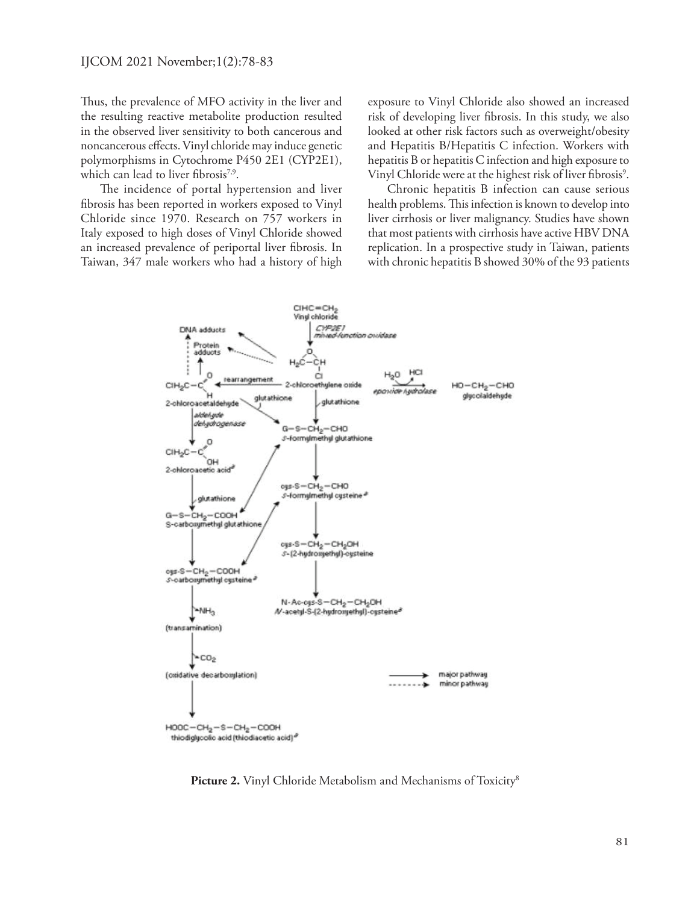Thus, the prevalence of MFO activity in the liver and the resulting reactive metabolite production resulted in the observed liver sensitivity to both cancerous and noncancerous effects. Vinyl chloride may induce genetic polymorphisms in Cytochrome P450 2E1 (CYP2E1), which can lead to liver fibrosis[7,9].

The incidence of portal hypertension and liver fibrosis has been reported in workers exposed to Vinyl Chloride since 1970. Research on 757 workers in Italy exposed to high doses of Vinyl Chloride showed an increased prevalence of periportal liver fibrosis. In Taiwan, 347 male workers who had a history of high exposure to Vinyl Chloride also showed an increased risk of developing liver fibrosis. In this study, we also looked at other risk factors such as overweight/obesity and Hepatitis B/Hepatitis C infection. Workers with hepatitis B or hepatitis C infection and high exposure to Vinyl Chloride were at the highest risk of liver fibrosis[9].

Chronic hepatitis B infection can cause serious health problems. This infection is known to develop into liver cirrhosis or liver malignancy. Studies have shown that most patients with cirrhosis have active HBV DNA replication. In a prospective study in Taiwan, patients with chronic hepatitis B showed 30% of the 93 patients

**Picture 2.** Vinyl Chloride Metabolism and Mechanisms of Toxicity[8]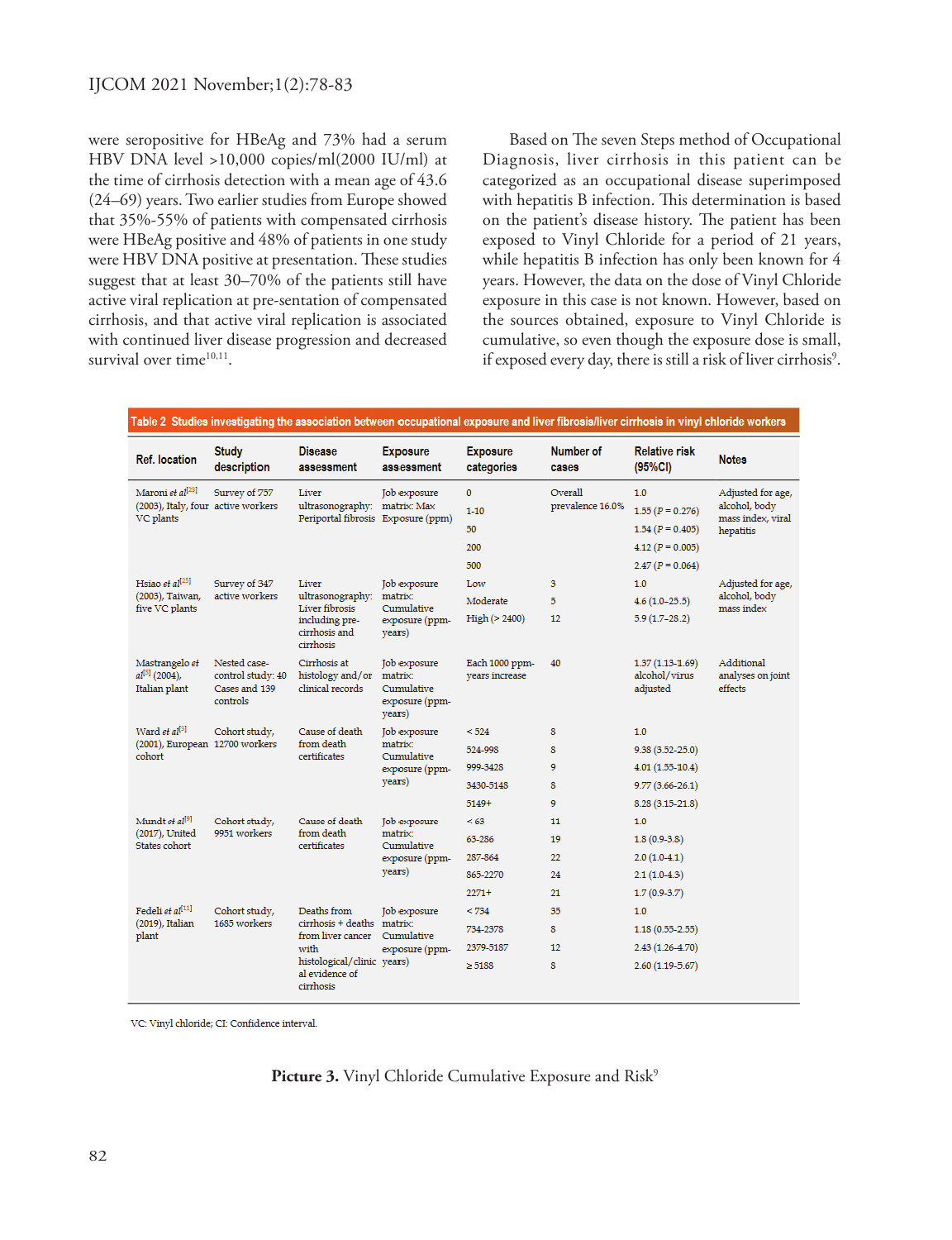were seropositive for HBeAg and 73% had a serum HBV DNA level >10,000 copies/ml(2000 IU/ml) at the time of cirrhosis detection with a mean age of 43.6 (24–69) years. Two earlier studies from Europe showed that 35%-55% of patients with compensated cirrhosis were HBeAg positive and 48% of patients in one study were HBV DNA positive at presentation. These studies suggest that at least 30–70% of the patients still have active viral replication at pre-sentation of compensated cirrhosis, and that active viral replication is associated with continued liver disease progression and decreased survival over time[10,11].

Based on The seven Steps method of Occupational Diagnosis, liver cirrhosis in this patient can be categorized as an occupational disease superimposed with hepatitis B infection. This determination is based on the patient's disease history. The patient has been exposed to Vinyl Chloride for a period of 21 years, while hepatitis B infection has only been known for 4 years. However, the data on the dose of Vinyl Chloride exposure in this case is not known. However, based on the sources obtained, exposure to Vinyl Chloride is cumulative, so even though the exposure dose is small, if exposed every day, there is still a risk of liver cirrhosis[9].

**Table 2 Studies investigating the association between occupational exposure and liver fibrosis/liver cirrhosis in vinyl chloride workers**

| Ref. location | Study description | Disease assessment | Exposure assessment | Exposure categories | Number of cases | Relative risk (95%CI) | Notes |
|---|---|---|---|---|---|---|---|
| Maroni *et al*[25] (2003), Italy, four VC plants | Survey of 757 active workers | Liver ultrasonography: Periportal fibrosis | Job exposure matrix: Max Exposure (ppm) | 0 | Overall prevalence 16.0% | 1.0 | Adjusted for age, alcohol, body mass index, viral hepatitis |
| | | | | 1-10 | | 1.55 ($P$ = 0.276) | |
| | | | | 50 | | 1.54 ($P$ = 0.405) | |
| | | | | 200 | | 4.12 ($P$ = 0.005) | |
| | | | | 500 | | 2.47 ($P$ = 0.064) | |
| Hsiao *et al*[25] (2003), Taiwan, five VC plants | Survey of 347 active workers | Liver ultrasonography: Liver fibrosis including pre-cirrhosis and cirrhosis | Job exposure matrix: Cumulative exposure (ppm-years) | Low | 3 | 1.0 | Adjusted for age, alcohol, body mass index |
| | | | | Moderate | 5 | 4.6 (1.0–25.5) | |
| | | | | High (> 2400) | 12 | 5.9 (1.7–28.2) | |
| Mastrangelo *et al*[5] (2004), Italian plant | Nested case-control study: 40 Cases and 139 controls | Cirrhosis at histology and/or clinical records | Job exposure matrix: Cumulative exposure (ppm-years) | Each 1000 ppm-years increase | 40 | 1.37 (1.13-1.69) alcohol/virus adjusted | Additional analyses on joint effects |
| Ward *et al*[3] (2001), European cohort | Cohort study, 12700 workers | Cause of death from death certificates | Job exposure matrix: Cumulative exposure (ppm-years) | < 524 | 8 | 1.0 | |
| | | | | 524-998 | 8 | 9.38 (3.52-25.0) | |
| | | | | 999-3428 | 9 | 4.01 (1.55-10.4) | |
| | | | | 3430-5148 | 8 | 9.77 (3.66-26.1) | |
| | | | | 5149+ | 9 | 8.28 (3.15-21.8) | |
| Mundt *et al*[9] (2017), United States cohort | Cohort study, 9951 workers | Cause of death from death certificates | Job exposure matrix: Cumulative exposure (ppm-years) | < 63 | 11 | 1.0 | |
| | | | | 63-286 | 19 | 1.8 (0.9-3.8) | |
| | | | | 287-864 | 22 | 2.0 (1.0-4.1) | |
| | | | | 865-2270 | 24 | 2.1 (1.0-4.3) | |
| | | | | 2271+ | 21 | 1.7 (0.9-3.7) | |
| Fedeli *et al*[11] (2019), Italian plant | Cohort study, 1685 workers | Deaths from cirrhosis + deaths from liver cancer with histological/clinical evidence of cirrhosis | Job exposure matrix: Cumulative exposure (ppm-years) | < 734 | 35 | 1.0 | |
| | | | | 734-2378 | 8 | 1.18 (0.55-2.55) | |
| | | | | 2379-5187 | 12 | 2.43 (1.26-4.70) | |
| | | | | ≥ 5188 | 8 | 2.60 (1.19-5.67) | |

VC: Vinyl chloride; CI: Confidence interval.

**Picture 3.** Vinyl Chloride Cumulative Exposure and Risk[9]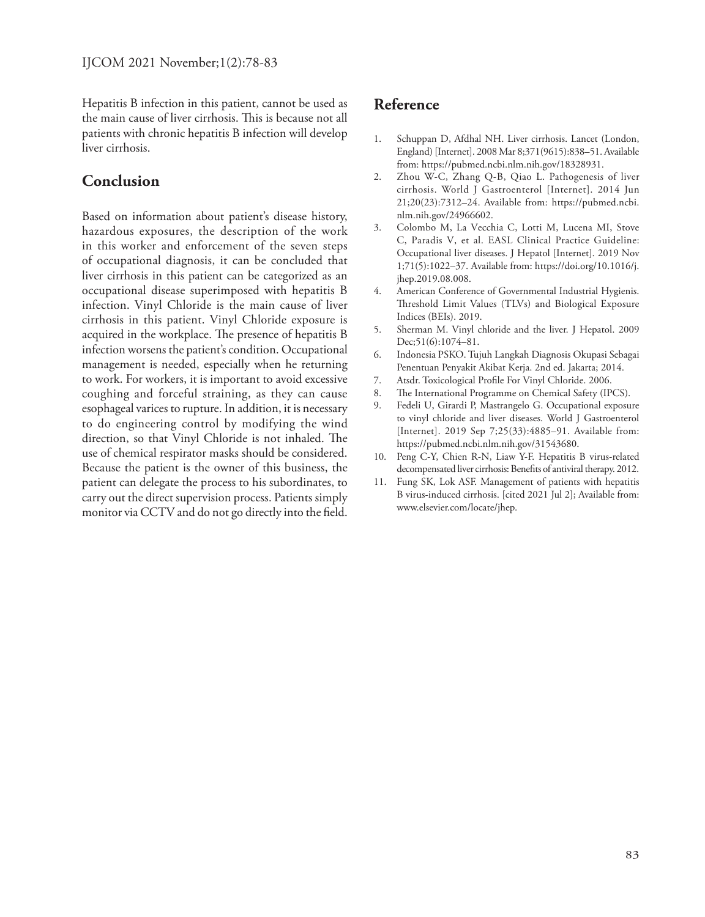Hepatitis B infection in this patient, cannot be used as the main cause of liver cirrhosis. This is because not all patients with chronic hepatitis B infection will develop liver cirrhosis.

## Conclusion

Based on information about patient's disease history, hazardous exposures, the description of the work in this worker and enforcement of the seven steps of occupational diagnosis, it can be concluded that liver cirrhosis in this patient can be categorized as an occupational disease superimposed with hepatitis B infection. Vinyl Chloride is the main cause of liver cirrhosis in this patient. Vinyl Chloride exposure is acquired in the workplace. The presence of hepatitis B infection worsens the patient's condition. Occupational management is needed, especially when he returning to work. For workers, it is important to avoid excessive coughing and forceful straining, as they can cause esophageal varices to rupture. In addition, it is necessary to do engineering control by modifying the wind direction, so that Vinyl Chloride is not inhaled. The use of chemical respirator masks should be considered. Because the patient is the owner of this business, the patient can delegate the process to his subordinates, to carry out the direct supervision process. Patients simply monitor via CCTV and do not go directly into the field.

## Reference

1. Schuppan D, Afdhal NH. Liver cirrhosis. Lancet (London, England) [Internet]. 2008 Mar 8;371(9615):838–51. Available from: https://pubmed.ncbi.nlm.nih.gov/18328931.
2. Zhou W-C, Zhang Q-B, Qiao L. Pathogenesis of liver cirrhosis. World J Gastroenterol [Internet]. 2014 Jun 21;20(23):7312–24. Available from: https://pubmed.ncbi.nlm.nih.gov/24966602.
3. Colombo M, La Vecchia C, Lotti M, Lucena MI, Stove C, Paradis V, et al. EASL Clinical Practice Guideline: Occupational liver diseases. J Hepatol [Internet]. 2019 Nov 1;71(5):1022–37. Available from: https://doi.org/10.1016/j.jhep.2019.08.008.
4. American Conference of Governmental Industrial Hygienis. Threshold Limit Values (TLVs) and Biological Exposure Indices (BEIs). 2019.
5. Sherman M. Vinyl chloride and the liver. J Hepatol. 2009 Dec;51(6):1074–81.
6. Indonesia PSKO. Tujuh Langkah Diagnosis Okupasi Sebagai Penentuan Penyakit Akibat Kerja. 2nd ed. Jakarta; 2014.
7. Atsdr. Toxicological Profile For Vinyl Chloride. 2006.
8. The International Programme on Chemical Safety (IPCS).
9. Fedeli U, Girardi P, Mastrangelo G. Occupational exposure to vinyl chloride and liver diseases. World J Gastroenterol [Internet]. 2019 Sep 7;25(33):4885–91. Available from: https://pubmed.ncbi.nlm.nih.gov/31543680.
10. Peng C-Y, Chien R-N, Liaw Y-F. Hepatitis B virus-related decompensated liver cirrhosis: Benefits of antiviral therapy. 2012.
11. Fung SK, Lok ASF. Management of patients with hepatitis B virus-induced cirrhosis. [cited 2021 Jul 2]; Available from: www.elsevier.com/locate/jhep.